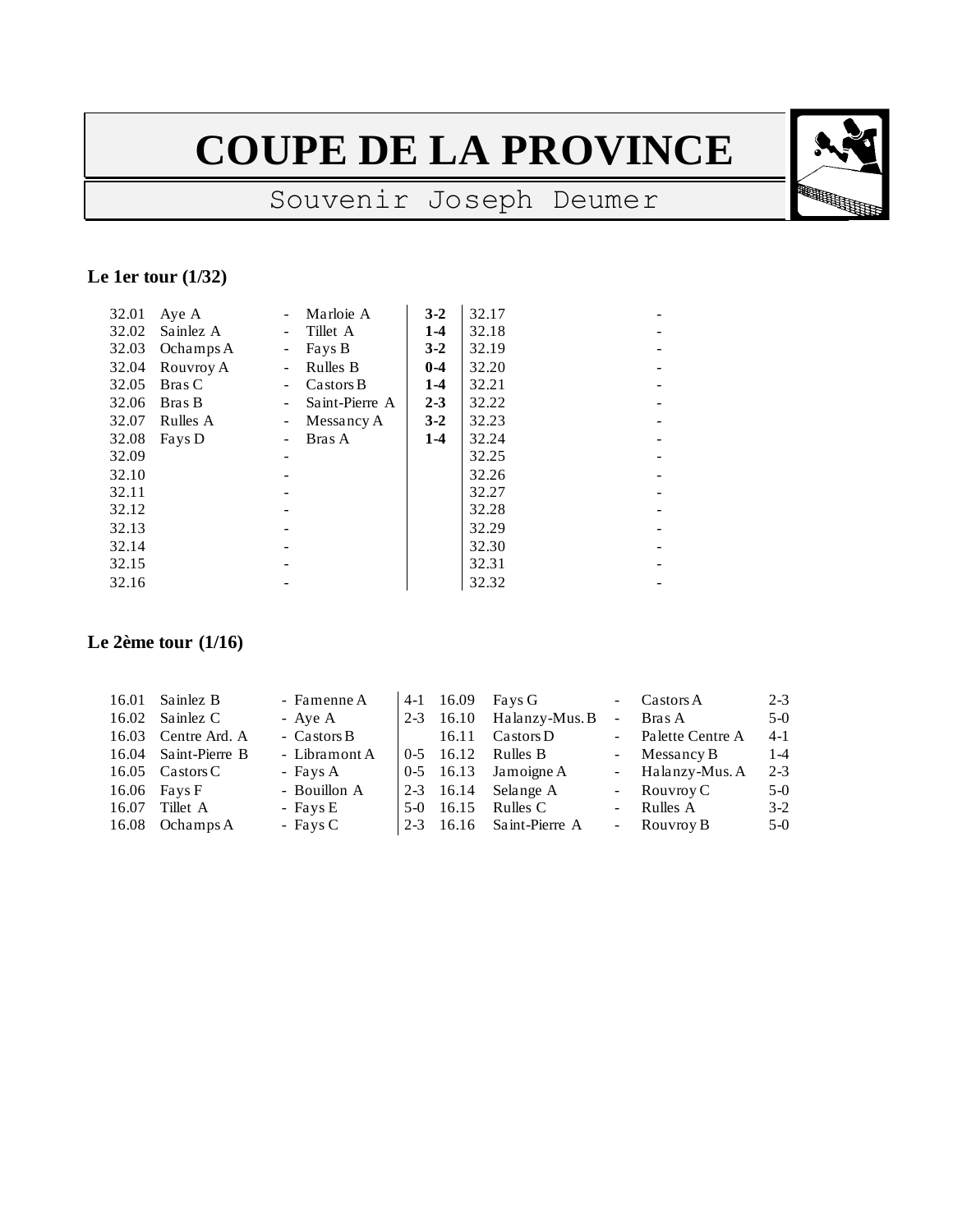# COUPE DE LA PROVINCE

## Souvenir Joseph Deumer

### Le 1er tour (1/32)

| | | | | | | | | |
|---|---|---|---|---|---|---|---|---|
| 32.01 | Aye A | - | Marloie A | **3-2** | 32.17 | | - | |
| 32.02 | Sainlez A | - | Tillet A | **1-4** | 32.18 | | - | |
| 32.03 | Ochamps A | - | Fays B | **3-2** | 32.19 | | - | |
| 32.04 | Rouvroy A | - | Rulles B | **0-4** | 32.20 | | - | |
| 32.05 | Bras C | - | Castors B | **1-4** | 32.21 | | - | |
| 32.06 | Bras B | - | Saint-Pierre A | **2-3** | 32.22 | | - | |
| 32.07 | Rulles A | - | Messancy A | **3-2** | 32.23 | | - | |
| 32.08 | Fays D | - | Bras A | **1-4** | 32.24 | | - | |
| 32.09 | | - | | | 32.25 | | - | |
| 32.10 | | - | | | 32.26 | | - | |
| 32.11 | | - | | | 32.27 | | - | |
| 32.12 | | - | | | 32.28 | | - | |
| 32.13 | | - | | | 32.29 | | - | |
| 32.14 | | - | | | 32.30 | | - | |
| 32.15 | | - | | | 32.31 | | - | |
| 32.16 | | - | | | 32.32 | | - | |

### Le 2ème tour (1/16)

| | | | | | | | | |
|---|---|---|---|---|---|---|---|---|
| 16.01 | Sainlez B | - Famenne A | 4-1 | 16.09 | Fays G | - | Castors A | 2-3 |
| 16.02 | Sainlez C | - Aye A | 2-3 | 16.10 | Halanzy-Mus. B | - | Bras A | 5-0 |
| 16.03 | Centre Ard. A | - Castors B | | 16.11 | Castors D | - | Palette Centre A | 4-1 |
| 16.04 | Saint-Pierre B | - Libramont A | 0-5 | 16.12 | Rulles B | - | Messancy B | 1-4 |
| 16.05 | Castors C | - Fays A | 0-5 | 16.13 | Jamoigne A | - | Halanzy-Mus. A | 2-3 |
| 16.06 | Fays F | - Bouillon A | 2-3 | 16.14 | Selange A | - | Rouvroy C | 5-0 |
| 16.07 | Tillet A | - Fays E | 5-0 | 16.15 | Rulles C | - | Rulles A | 3-2 |
| 16.08 | Ochamps A | - Fays C | 2-3 | 16.16 | Saint-Pierre A | - | Rouvroy B | 5-0 |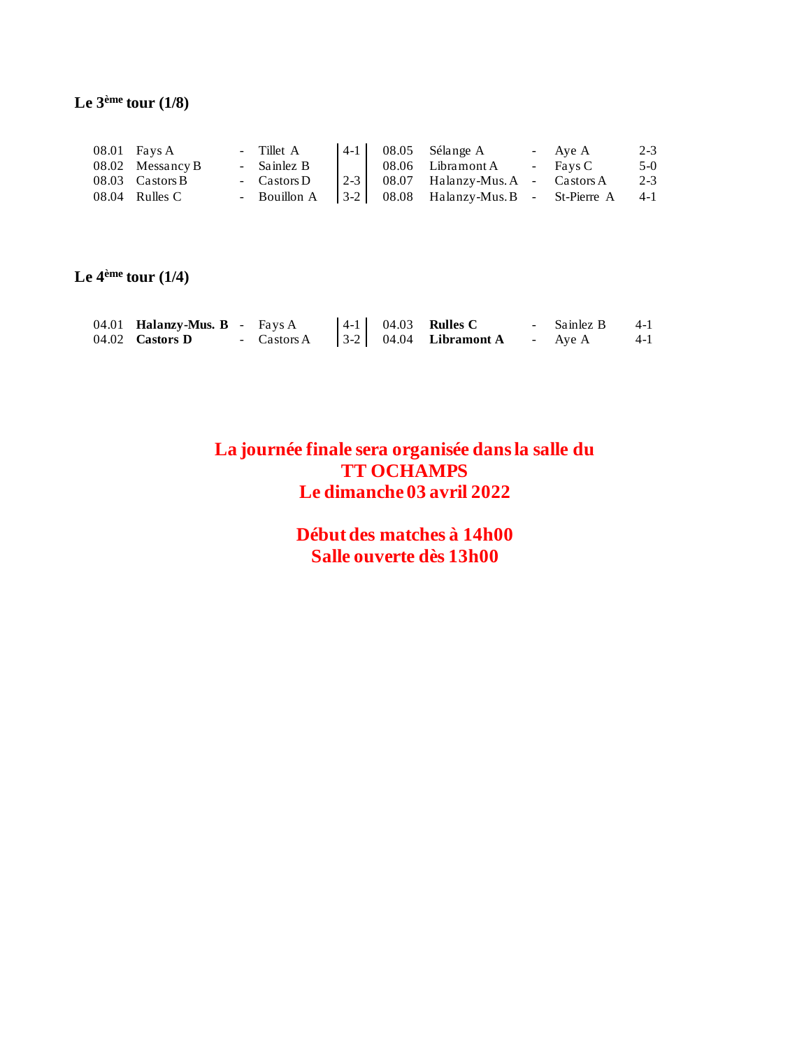## Le 3$^{ème}$ tour (1/8)

| | | | | | | | | | |
|---|---|---|---|---|---|---|---|---|---|
| 08.01 | Fays A | - | Tillet A | 4-1 | 08.05 | Sélange A | - | Aye A | 2-3 |
| 08.02 | Messancy B | - | Sainlez B | | 08.06 | Libramont A | - | Fays C | 5-0 |
| 08.03 | Castors B | - | Castors D | 2-3 | 08.07 | Halanzy-Mus. A | - | Castors A | 2-3 |
| 08.04 | Rulles C | - | Bouillon A | 3-2 | 08.08 | Halanzy-Mus. B | - | St-Pierre A | 4-1 |

## Le 4$^{ème}$ tour (1/4)

| | | | | | | | | | |
|---|---|---|---|---|---|---|---|---|---|
| 04.01 | **Halanzy-Mus. B** | - | Fays A | 4-1 | 04.03 | **Rulles C** | - | Sainlez B | 4-1 |
| 04.02 | **Castors D** | - | Castors A | 3-2 | 04.04 | **Libramont A** | - | Aye A | 4-1 |

**La journée finale sera organisée dans la salle du**
**TT OCHAMPS**
**Le dimanche 03 avril 2022**

**Début des matches à 14h00**
**Salle ouverte dès 13h00**